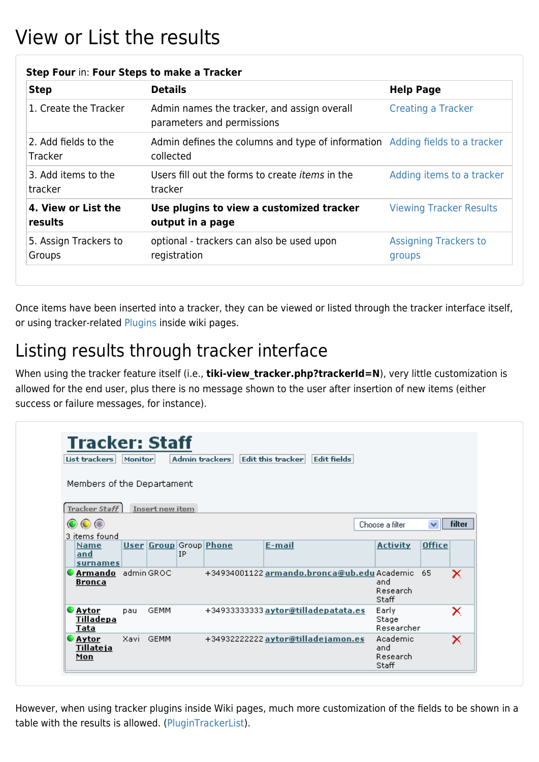# View or List the results

**Step Four** in: **Four Steps to make a Tracker**

| Step | Details | Help Page |
|---|---|---|
| 1. Create the Tracker | Admin names the tracker, and assign overall parameters and permissions | Creating a Tracker |
| 2. Add fields to the Tracker | Admin defines the columns and type of information collected | Adding fields to a tracker |
| 3. Add items to the tracker | Users fill out the forms to create *items* in the tracker | Adding items to a tracker |
| **4. View or List the results** | **Use plugins to view a customized tracker output in a page** | Viewing Tracker Results |
| 5. Assign Trackers to Groups | optional - trackers can also be used upon registration | Assigning Trackers to groups |

Once items have been inserted into a tracker, they can be viewed or listed through the tracker interface itself, or using tracker-related Plugins inside wiki pages.

## Listing results through tracker interface

When using the tracker feature itself (i.e., **tiki-view_tracker.php?trackerId=N**), very little customization is allowed for the end user, plus there is no message shown to the user after insertion of new items (either success or failure messages, for instance).

However, when using tracker plugins inside Wiki pages, much more customization of the fields to be shown in a table with the results is allowed. (PluginTrackerList).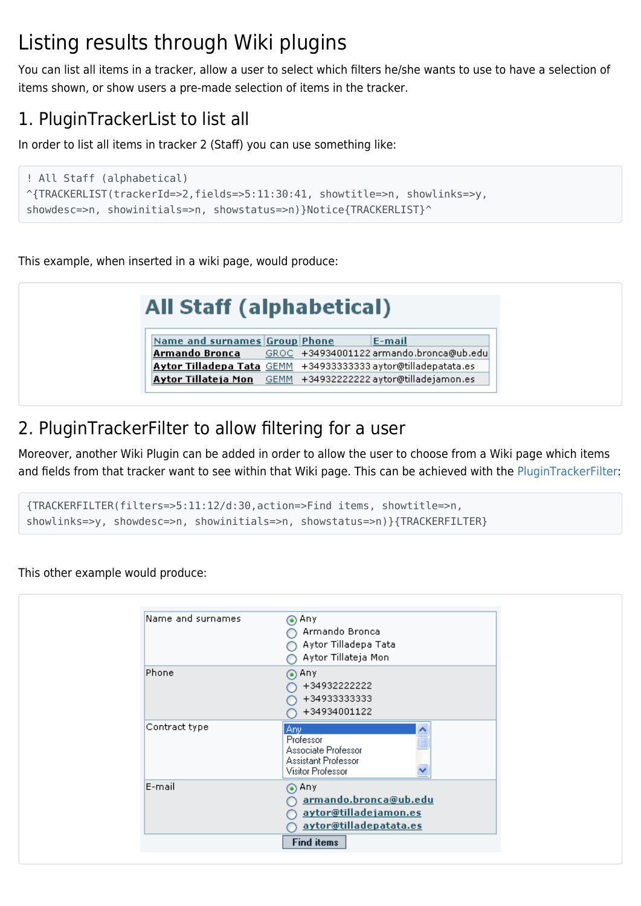# Listing results through Wiki plugins

You can list all items in a tracker, allow a user to select which filters he/she wants to use to have a selection of items shown, or show users a pre-made selection of items in the tracker.

## 1. PluginTrackerList to list all

In order to list all items in tracker 2 (Staff) you can use something like:

```
! All Staff (alphabetical)
^{TRACKERLIST(trackerId=>2,fields=>5:11:30:41, showtitle=>n, showlinks=>y,
showdesc=>n, showinitials=>n, showstatus=>n)}Notice{TRACKERLIST}^
```

This example, when inserted in a wiki page, would produce:

**All Staff (alphabetical)**

| Name and surnames | Group | Phone | E-mail |
|---|---|---|---|
| **Armando Bronca** | GROC | +34934001122 | armando.bronca@ub.edu |
| **Aytor Tilladepa Tata** | GEMM | +34933333333 | aytor@tilladepatata.es |
| **Aytor Tillateja Mon** | GEMM | +34932222222 | aytor@tilladejamon.es |

## 2. PluginTrackerFilter to allow filtering for a user

Moreover, another Wiki Plugin can be added in order to allow the user to choose from a Wiki page which items and fields from that tracker want to see within that Wiki page. This can be achieved with the PluginTrackerFilter:

```
{TRACKERFILTER(filters=>5:11:12/d:30,action=>Find items, showtitle=>n,
showlinks=>y, showdesc=>n, showinitials=>n, showstatus=>n)}{TRACKERFILTER}
```

This other example would produce:

| | |
|---|---|
| Name and surnames | (•) Any<br>( ) Armando Bronca<br>( ) Aytor Tilladepa Tata<br>( ) Aytor Tillateja Mon |
| Phone | (•) Any<br>( ) +34932222222<br>( ) +34933333333<br>( ) +34934001122 |
| Contract type | Any<br>Professor<br>Associate Professor<br>Assistant Professor<br>Visitor Professor |
| E-mail | (•) Any<br>( ) armando.bronca@ub.edu<br>( ) aytor@tilladejamon.es<br>( ) aytor@tilladepatata.es |

Find items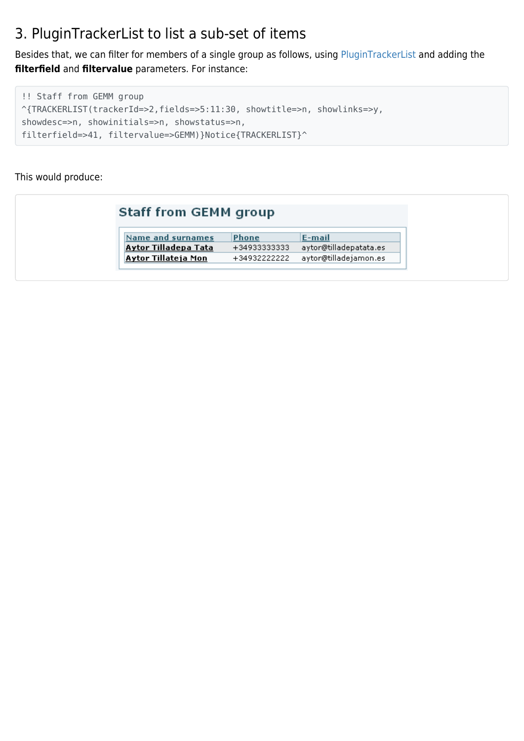## 3. PluginTrackerList to list a sub-set of items

Besides that, we can filter for members of a single group as follows, using PluginTrackerList and adding the **filterfield** and **filtervalue** parameters. For instance:

```
!! Staff from GEMM group
^{TRACKERLIST(trackerId=>2,fields=>5:11:30, showtitle=>n, showlinks=>y,
showdesc=>n, showinitials=>n, showstatus=>n,
filterfield=>41, filtervalue=>GEMM)}Notice{TRACKERLIST}^
```

This would produce:

**Staff from GEMM group**

| Name and surnames | Phone | E-mail |
| --- | --- | --- |
| **Aytor Tilladepa Tata** | +34933333333 | aytor@tilladepatata.es |
| **Aytor Tillateja Mon** | +34932222222 | aytor@tilladejamon.es |